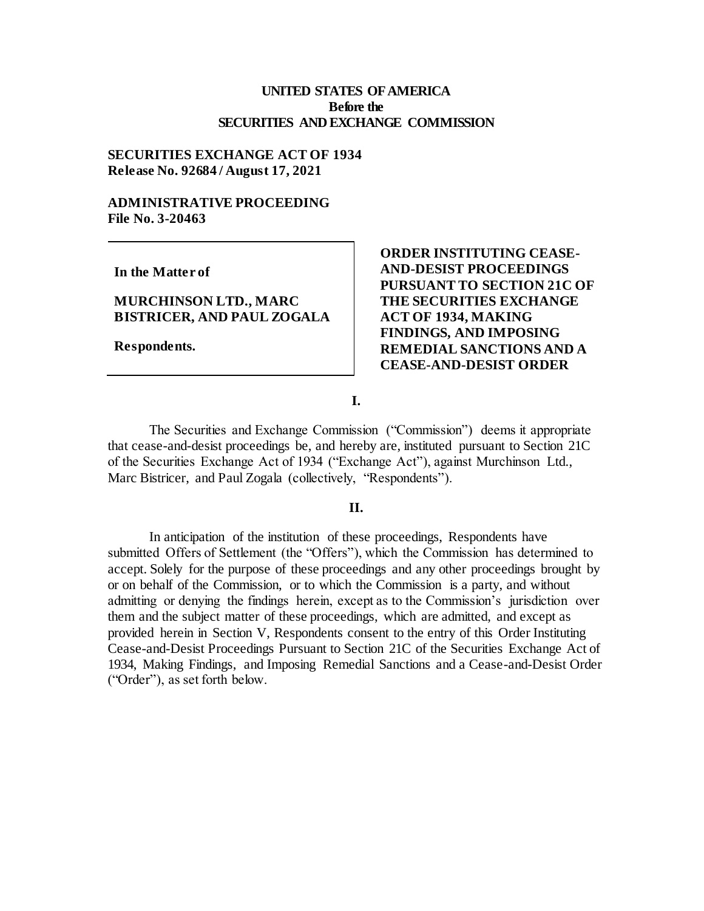**UNITED STATES OF AMERICA**
**Before the**
**SECURITIES AND EXCHANGE COMMISSION**

**SECURITIES EXCHANGE ACT OF 1934**
**Release No. 92684 / August 17, 2021**

**ADMINISTRATIVE PROCEEDING**
**File No. 3-20463**

| | |
|---|---|
| **In the Matter of**<br><br>**MURCHINSON LTD., MARC BISTRICER, AND PAUL ZOGALA**<br><br>**Respondents.** | **ORDER INSTITUTING CEASE-AND-DESIST PROCEEDINGS PURSUANT TO SECTION 21C OF THE SECURITIES EXCHANGE ACT OF 1934, MAKING FINDINGS, AND IMPOSING REMEDIAL SANCTIONS AND A CEASE-AND-DESIST ORDER** |

**I.**

The Securities and Exchange Commission ("Commission") deems it appropriate that cease-and-desist proceedings be, and hereby are, instituted pursuant to Section 21C of the Securities Exchange Act of 1934 ("Exchange Act"), against Murchinson Ltd., Marc Bistricer, and Paul Zogala (collectively, "Respondents").

**II.**

In anticipation of the institution of these proceedings, Respondents have submitted Offers of Settlement (the "Offers"), which the Commission has determined to accept. Solely for the purpose of these proceedings and any other proceedings brought by or on behalf of the Commission, or to which the Commission is a party, and without admitting or denying the findings herein, except as to the Commission's jurisdiction over them and the subject matter of these proceedings, which are admitted, and except as provided herein in Section V, Respondents consent to the entry of this Order Instituting Cease-and-Desist Proceedings Pursuant to Section 21C of the Securities Exchange Act of 1934, Making Findings, and Imposing Remedial Sanctions and a Cease-and-Desist Order ("Order"), as set forth below.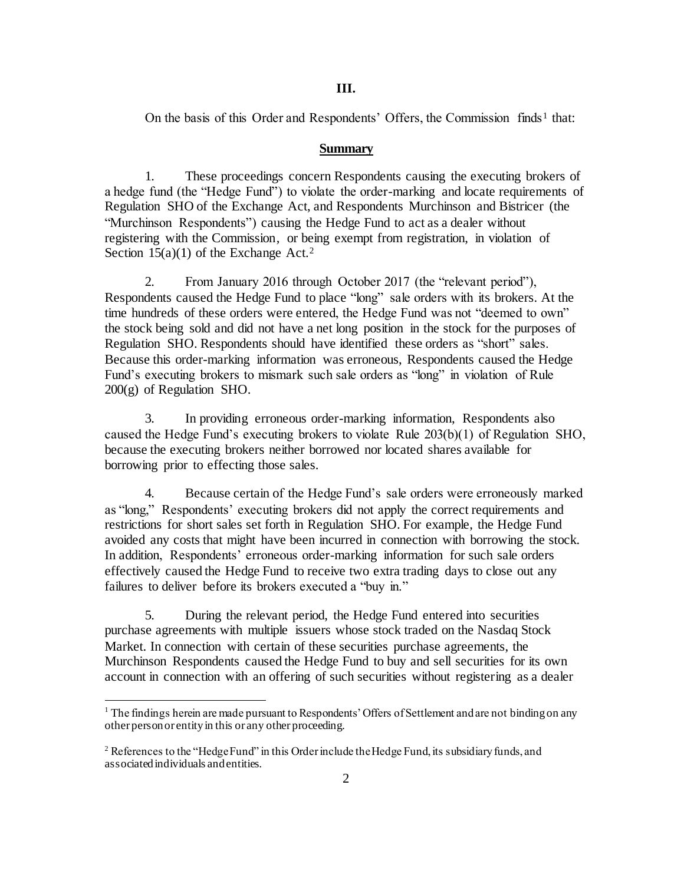## III.

On the basis of this Order and Respondents' Offers, the Commission finds[1] that:

### Summary

1. These proceedings concern Respondents causing the executing brokers of a hedge fund (the "Hedge Fund") to violate the order-marking and locate requirements of Regulation SHO of the Exchange Act, and Respondents Murchinson and Bistricer (the "Murchinson Respondents") causing the Hedge Fund to act as a dealer without registering with the Commission, or being exempt from registration, in violation of Section 15(a)(1) of the Exchange Act.[2]

2. From January 2016 through October 2017 (the "relevant period"), Respondents caused the Hedge Fund to place "long" sale orders with its brokers. At the time hundreds of these orders were entered, the Hedge Fund was not "deemed to own" the stock being sold and did not have a net long position in the stock for the purposes of Regulation SHO. Respondents should have identified these orders as "short" sales. Because this order-marking information was erroneous, Respondents caused the Hedge Fund's executing brokers to mismark such sale orders as "long" in violation of Rule 200(g) of Regulation SHO.

3. In providing erroneous order-marking information, Respondents also caused the Hedge Fund's executing brokers to violate Rule 203(b)(1) of Regulation SHO, because the executing brokers neither borrowed nor located shares available for borrowing prior to effecting those sales.

4. Because certain of the Hedge Fund's sale orders were erroneously marked as "long," Respondents' executing brokers did not apply the correct requirements and restrictions for short sales set forth in Regulation SHO. For example, the Hedge Fund avoided any costs that might have been incurred in connection with borrowing the stock. In addition, Respondents' erroneous order-marking information for such sale orders effectively caused the Hedge Fund to receive two extra trading days to close out any failures to deliver before its brokers executed a "buy in."

5. During the relevant period, the Hedge Fund entered into securities purchase agreements with multiple issuers whose stock traded on the Nasdaq Stock Market. In connection with certain of these securities purchase agreements, the Murchinson Respondents caused the Hedge Fund to buy and sell securities for its own account in connection with an offering of such securities without registering as a dealer

---

[1] The findings herein are made pursuant to Respondents' Offers of Settlement and are not binding on any other person or entity in this or any other proceeding.

[2] References to the "Hedge Fund" in this Order include the Hedge Fund, its subsidiary funds, and associated individuals and entities.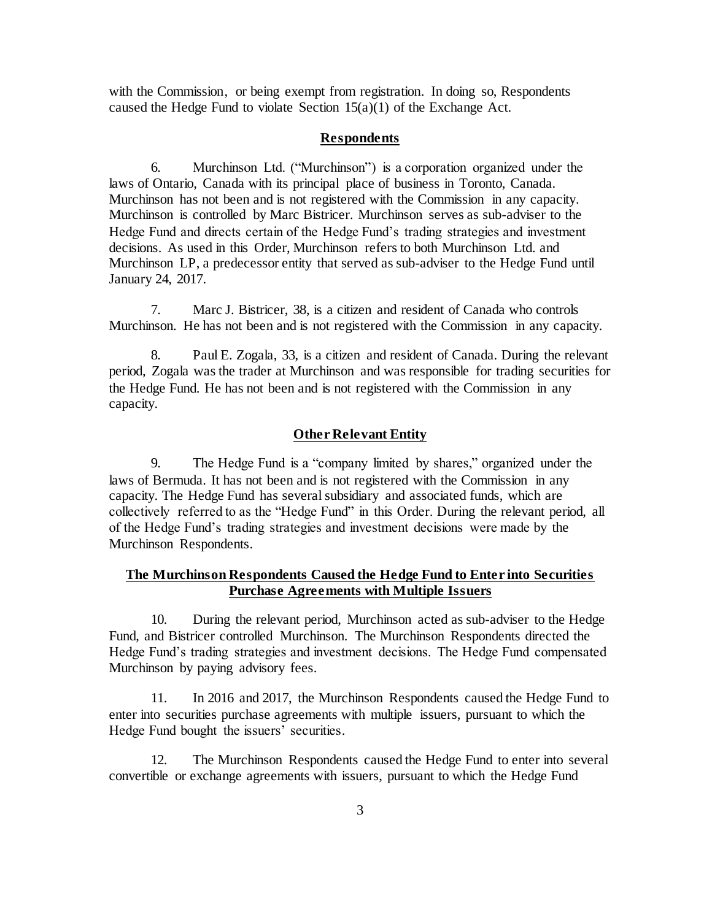with the Commission, or being exempt from registration. In doing so, Respondents caused the Hedge Fund to violate Section 15(a)(1) of the Exchange Act.

## Respondents

6. Murchinson Ltd. ("Murchinson") is a corporation organized under the laws of Ontario, Canada with its principal place of business in Toronto, Canada. Murchinson has not been and is not registered with the Commission in any capacity. Murchinson is controlled by Marc Bistricer. Murchinson serves as sub-adviser to the Hedge Fund and directs certain of the Hedge Fund's trading strategies and investment decisions. As used in this Order, Murchinson refers to both Murchinson Ltd. and Murchinson LP, a predecessor entity that served as sub-adviser to the Hedge Fund until January 24, 2017.

7. Marc J. Bistricer, 38, is a citizen and resident of Canada who controls Murchinson. He has not been and is not registered with the Commission in any capacity.

8. Paul E. Zogala, 33, is a citizen and resident of Canada. During the relevant period, Zogala was the trader at Murchinson and was responsible for trading securities for the Hedge Fund. He has not been and is not registered with the Commission in any capacity.

## Other Relevant Entity

9. The Hedge Fund is a "company limited by shares," organized under the laws of Bermuda. It has not been and is not registered with the Commission in any capacity. The Hedge Fund has several subsidiary and associated funds, which are collectively referred to as the "Hedge Fund" in this Order. During the relevant period, all of the Hedge Fund's trading strategies and investment decisions were made by the Murchinson Respondents.

## The Murchinson Respondents Caused the Hedge Fund to Enter into Securities Purchase Agreements with Multiple Issuers

10. During the relevant period, Murchinson acted as sub-adviser to the Hedge Fund, and Bistricer controlled Murchinson. The Murchinson Respondents directed the Hedge Fund's trading strategies and investment decisions. The Hedge Fund compensated Murchinson by paying advisory fees.

11. In 2016 and 2017, the Murchinson Respondents caused the Hedge Fund to enter into securities purchase agreements with multiple issuers, pursuant to which the Hedge Fund bought the issuers' securities.

12. The Murchinson Respondents caused the Hedge Fund to enter into several convertible or exchange agreements with issuers, pursuant to which the Hedge Fund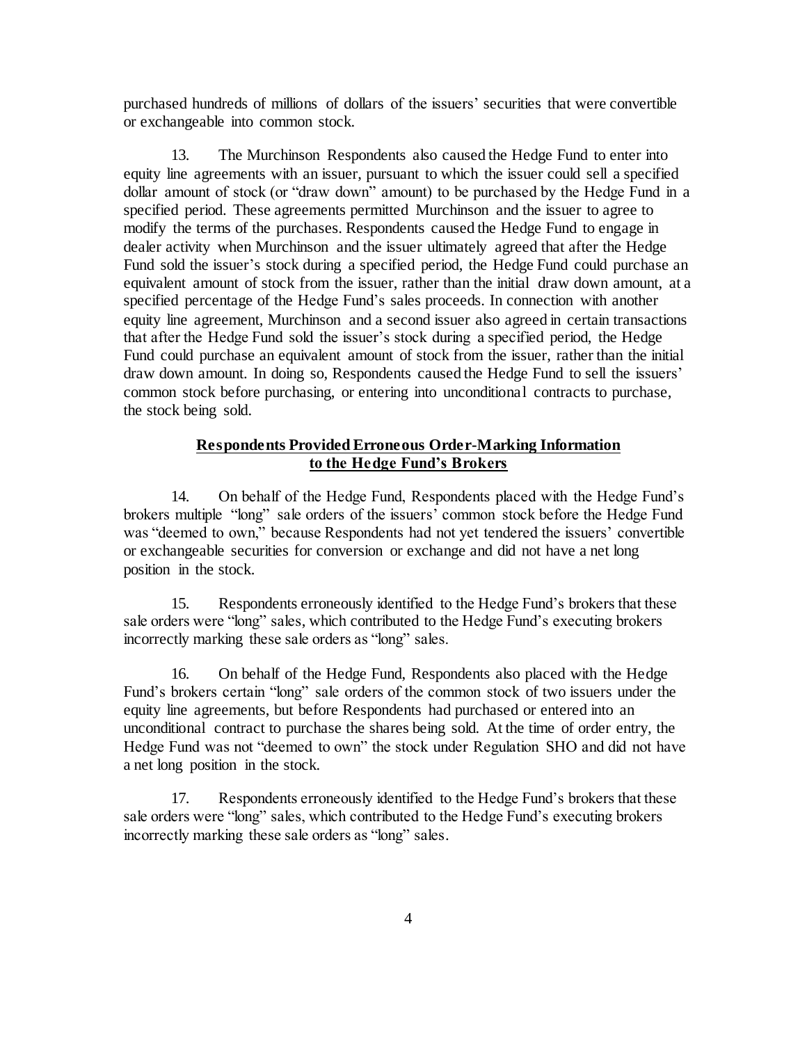purchased hundreds of millions of dollars of the issuers' securities that were convertible or exchangeable into common stock.

13. The Murchinson Respondents also caused the Hedge Fund to enter into equity line agreements with an issuer, pursuant to which the issuer could sell a specified dollar amount of stock (or "draw down" amount) to be purchased by the Hedge Fund in a specified period. These agreements permitted Murchinson and the issuer to agree to modify the terms of the purchases. Respondents caused the Hedge Fund to engage in dealer activity when Murchinson and the issuer ultimately agreed that after the Hedge Fund sold the issuer's stock during a specified period, the Hedge Fund could purchase an equivalent amount of stock from the issuer, rather than the initial draw down amount, at a specified percentage of the Hedge Fund's sales proceeds. In connection with another equity line agreement, Murchinson and a second issuer also agreed in certain transactions that after the Hedge Fund sold the issuer's stock during a specified period, the Hedge Fund could purchase an equivalent amount of stock from the issuer, rather than the initial draw down amount. In doing so, Respondents caused the Hedge Fund to sell the issuers' common stock before purchasing, or entering into unconditional contracts to purchase, the stock being sold.

## Respondents Provided Erroneous Order-Marking Information to the Hedge Fund's Brokers

14. On behalf of the Hedge Fund, Respondents placed with the Hedge Fund's brokers multiple "long" sale orders of the issuers' common stock before the Hedge Fund was "deemed to own," because Respondents had not yet tendered the issuers' convertible or exchangeable securities for conversion or exchange and did not have a net long position in the stock.

15. Respondents erroneously identified to the Hedge Fund's brokers that these sale orders were "long" sales, which contributed to the Hedge Fund's executing brokers incorrectly marking these sale orders as "long" sales.

16. On behalf of the Hedge Fund, Respondents also placed with the Hedge Fund's brokers certain "long" sale orders of the common stock of two issuers under the equity line agreements, but before Respondents had purchased or entered into an unconditional contract to purchase the shares being sold. At the time of order entry, the Hedge Fund was not "deemed to own" the stock under Regulation SHO and did not have a net long position in the stock.

17. Respondents erroneously identified to the Hedge Fund's brokers that these sale orders were "long" sales, which contributed to the Hedge Fund's executing brokers incorrectly marking these sale orders as "long" sales.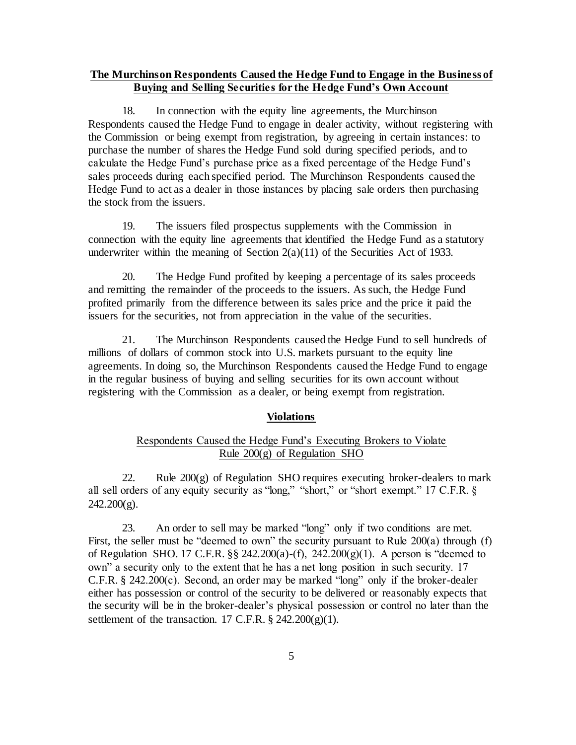**The Murchinson Respondents Caused the Hedge Fund to Engage in the Business of Buying and Selling Securities for the Hedge Fund's Own Account**

18. In connection with the equity line agreements, the Murchinson Respondents caused the Hedge Fund to engage in dealer activity, without registering with the Commission or being exempt from registration, by agreeing in certain instances: to purchase the number of shares the Hedge Fund sold during specified periods, and to calculate the Hedge Fund's purchase price as a fixed percentage of the Hedge Fund's sales proceeds during each specified period. The Murchinson Respondents caused the Hedge Fund to act as a dealer in those instances by placing sale orders then purchasing the stock from the issuers.

19. The issuers filed prospectus supplements with the Commission in connection with the equity line agreements that identified the Hedge Fund as a statutory underwriter within the meaning of Section 2(a)(11) of the Securities Act of 1933.

20. The Hedge Fund profited by keeping a percentage of its sales proceeds and remitting the remainder of the proceeds to the issuers. As such, the Hedge Fund profited primarily from the difference between its sales price and the price it paid the issuers for the securities, not from appreciation in the value of the securities.

21. The Murchinson Respondents caused the Hedge Fund to sell hundreds of millions of dollars of common stock into U.S. markets pursuant to the equity line agreements. In doing so, the Murchinson Respondents caused the Hedge Fund to engage in the regular business of buying and selling securities for its own account without registering with the Commission as a dealer, or being exempt from registration.

**Violations**

Respondents Caused the Hedge Fund's Executing Brokers to Violate Rule 200(g) of Regulation SHO

22. Rule 200(g) of Regulation SHO requires executing broker-dealers to mark all sell orders of any equity security as "long," "short," or "short exempt." 17 C.F.R. § 242.200(g).

23. An order to sell may be marked "long" only if two conditions are met. First, the seller must be "deemed to own" the security pursuant to Rule 200(a) through (f) of Regulation SHO. 17 C.F.R. §§ 242.200(a)-(f), 242.200(g)(1). A person is "deemed to own" a security only to the extent that he has a net long position in such security. 17 C.F.R. § 242.200(c). Second, an order may be marked "long" only if the broker-dealer either has possession or control of the security to be delivered or reasonably expects that the security will be in the broker-dealer's physical possession or control no later than the settlement of the transaction. 17 C.F.R. § 242.200(g)(1).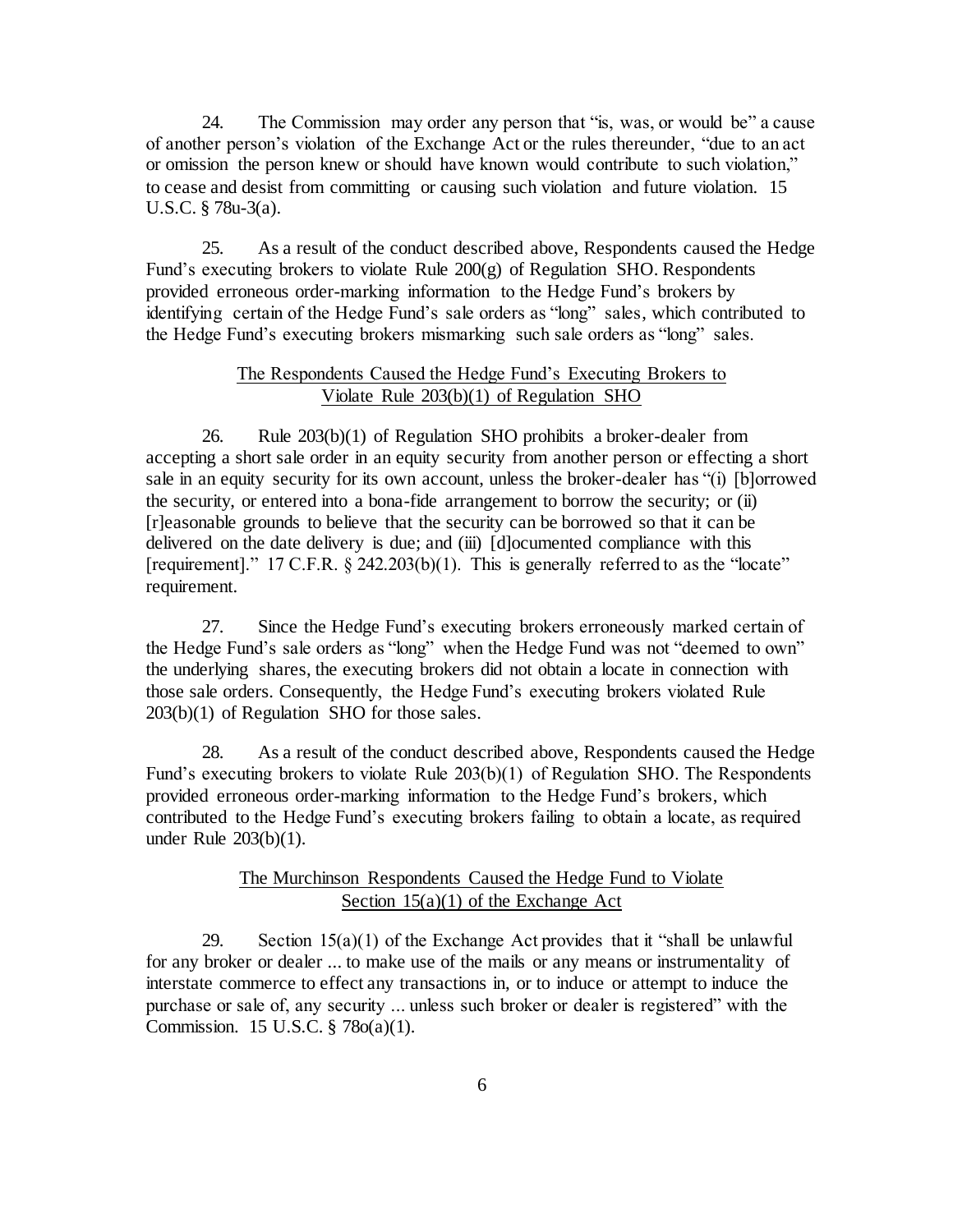24. The Commission may order any person that "is, was, or would be" a cause of another person's violation of the Exchange Act or the rules thereunder, "due to an act or omission the person knew or should have known would contribute to such violation," to cease and desist from committing or causing such violation and future violation. 15 U.S.C. § 78u-3(a).

25. As a result of the conduct described above, Respondents caused the Hedge Fund's executing brokers to violate Rule 200(g) of Regulation SHO. Respondents provided erroneous order-marking information to the Hedge Fund's brokers by identifying certain of the Hedge Fund's sale orders as "long" sales, which contributed to the Hedge Fund's executing brokers mismarking such sale orders as "long" sales.

<u>The Respondents Caused the Hedge Fund's Executing Brokers to Violate Rule 203(b)(1) of Regulation SHO</u>

26. Rule 203(b)(1) of Regulation SHO prohibits a broker-dealer from accepting a short sale order in an equity security from another person or effecting a short sale in an equity security for its own account, unless the broker-dealer has "(i) [b]orrowed the security, or entered into a bona-fide arrangement to borrow the security; or (ii) [r]easonable grounds to believe that the security can be borrowed so that it can be delivered on the date delivery is due; and (iii) [d]ocumented compliance with this [requirement]." 17 C.F.R. § 242.203(b)(1). This is generally referred to as the "locate" requirement.

27. Since the Hedge Fund's executing brokers erroneously marked certain of the Hedge Fund's sale orders as "long" when the Hedge Fund was not "deemed to own" the underlying shares, the executing brokers did not obtain a locate in connection with those sale orders. Consequently, the Hedge Fund's executing brokers violated Rule 203(b)(1) of Regulation SHO for those sales.

28. As a result of the conduct described above, Respondents caused the Hedge Fund's executing brokers to violate Rule 203(b)(1) of Regulation SHO. The Respondents provided erroneous order-marking information to the Hedge Fund's brokers, which contributed to the Hedge Fund's executing brokers failing to obtain a locate, as required under Rule 203(b)(1).

<u>The Murchinson Respondents Caused the Hedge Fund to Violate Section 15(a)(1) of the Exchange Act</u>

29. Section 15(a)(1) of the Exchange Act provides that it "shall be unlawful for any broker or dealer ... to make use of the mails or any means or instrumentality of interstate commerce to effect any transactions in, or to induce or attempt to induce the purchase or sale of, any security ... unless such broker or dealer is registered" with the Commission. 15 U.S.C. § 78o(a)(1).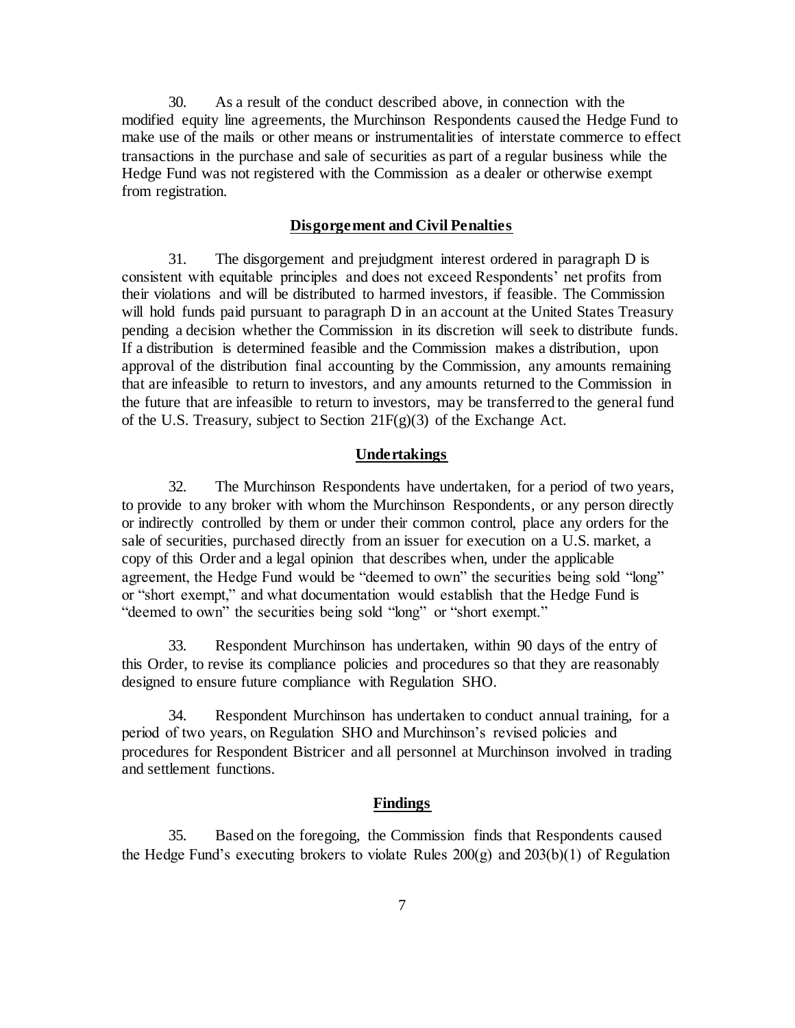30. As a result of the conduct described above, in connection with the modified equity line agreements, the Murchinson Respondents caused the Hedge Fund to make use of the mails or other means or instrumentalities of interstate commerce to effect transactions in the purchase and sale of securities as part of a regular business while the Hedge Fund was not registered with the Commission as a dealer or otherwise exempt from registration.

## Disgorgement and Civil Penalties

31. The disgorgement and prejudgment interest ordered in paragraph D is consistent with equitable principles and does not exceed Respondents' net profits from their violations and will be distributed to harmed investors, if feasible. The Commission will hold funds paid pursuant to paragraph D in an account at the United States Treasury pending a decision whether the Commission in its discretion will seek to distribute funds. If a distribution is determined feasible and the Commission makes a distribution, upon approval of the distribution final accounting by the Commission, any amounts remaining that are infeasible to return to investors, and any amounts returned to the Commission in the future that are infeasible to return to investors, may be transferred to the general fund of the U.S. Treasury, subject to Section 21F(g)(3) of the Exchange Act.

## Undertakings

32. The Murchinson Respondents have undertaken, for a period of two years, to provide to any broker with whom the Murchinson Respondents, or any person directly or indirectly controlled by them or under their common control, place any orders for the sale of securities, purchased directly from an issuer for execution on a U.S. market, a copy of this Order and a legal opinion that describes when, under the applicable agreement, the Hedge Fund would be "deemed to own" the securities being sold "long" or "short exempt," and what documentation would establish that the Hedge Fund is "deemed to own" the securities being sold "long" or "short exempt."

33. Respondent Murchinson has undertaken, within 90 days of the entry of this Order, to revise its compliance policies and procedures so that they are reasonably designed to ensure future compliance with Regulation SHO.

34. Respondent Murchinson has undertaken to conduct annual training, for a period of two years, on Regulation SHO and Murchinson's revised policies and procedures for Respondent Bistricer and all personnel at Murchinson involved in trading and settlement functions.

## Findings

35. Based on the foregoing, the Commission finds that Respondents caused the Hedge Fund's executing brokers to violate Rules 200(g) and 203(b)(1) of Regulation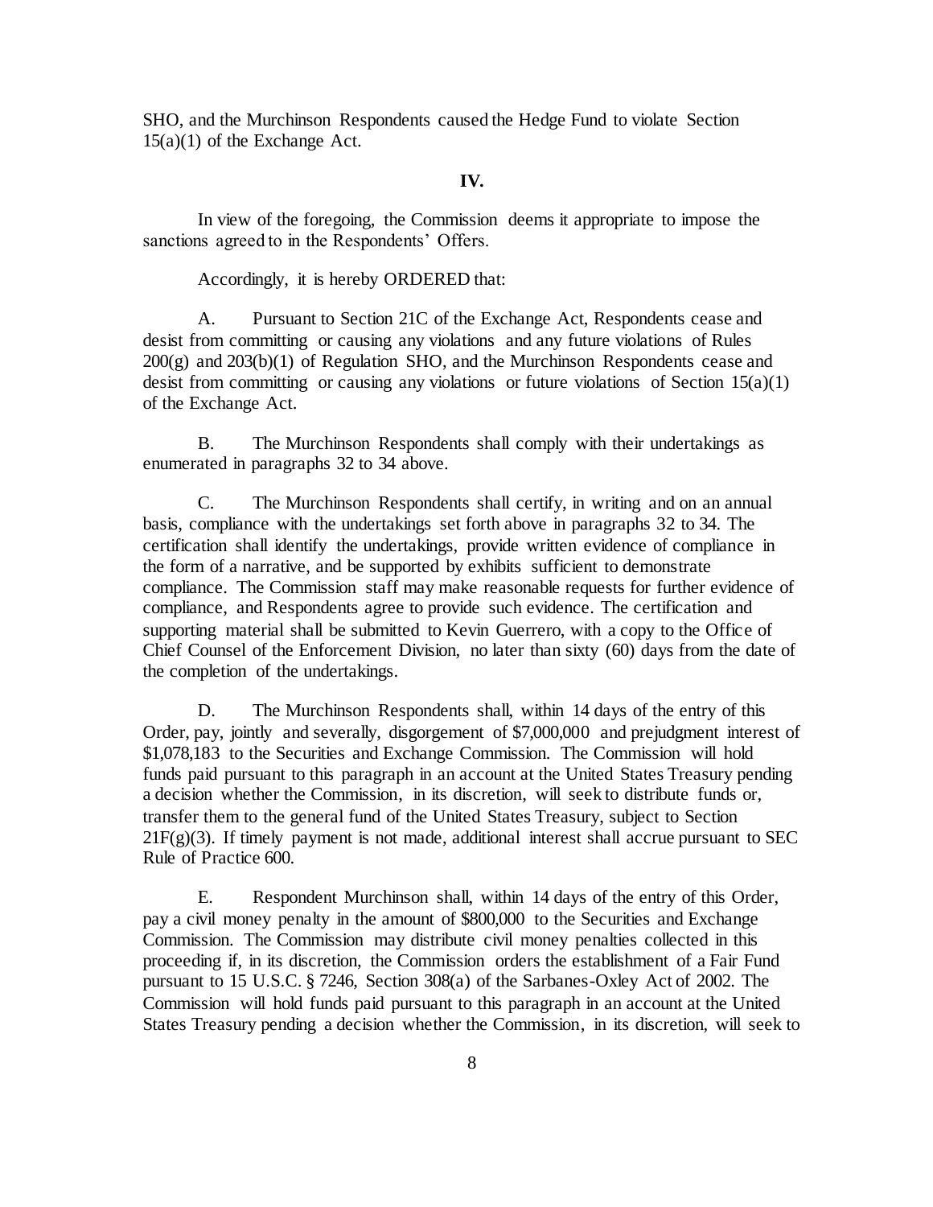SHO, and the Murchinson Respondents caused the Hedge Fund to violate Section 15(a)(1) of the Exchange Act.

**IV.**

In view of the foregoing, the Commission deems it appropriate to impose the sanctions agreed to in the Respondents' Offers.

Accordingly, it is hereby ORDERED that:

A. Pursuant to Section 21C of the Exchange Act, Respondents cease and desist from committing or causing any violations and any future violations of Rules 200(g) and 203(b)(1) of Regulation SHO, and the Murchinson Respondents cease and desist from committing or causing any violations or future violations of Section 15(a)(1) of the Exchange Act.

B. The Murchinson Respondents shall comply with their undertakings as enumerated in paragraphs 32 to 34 above.

C. The Murchinson Respondents shall certify, in writing and on an annual basis, compliance with the undertakings set forth above in paragraphs 32 to 34. The certification shall identify the undertakings, provide written evidence of compliance in the form of a narrative, and be supported by exhibits sufficient to demonstrate compliance. The Commission staff may make reasonable requests for further evidence of compliance, and Respondents agree to provide such evidence. The certification and supporting material shall be submitted to Kevin Guerrero, with a copy to the Office of Chief Counsel of the Enforcement Division, no later than sixty (60) days from the date of the completion of the undertakings.

D. The Murchinson Respondents shall, within 14 days of the entry of this Order, pay, jointly and severally, disgorgement of $7,000,000 and prejudgment interest of $1,078,183 to the Securities and Exchange Commission. The Commission will hold funds paid pursuant to this paragraph in an account at the United States Treasury pending a decision whether the Commission, in its discretion, will seek to distribute funds or, transfer them to the general fund of the United States Treasury, subject to Section 21F(g)(3). If timely payment is not made, additional interest shall accrue pursuant to SEC Rule of Practice 600.

E. Respondent Murchinson shall, within 14 days of the entry of this Order, pay a civil money penalty in the amount of $800,000 to the Securities and Exchange Commission. The Commission may distribute civil money penalties collected in this proceeding if, in its discretion, the Commission orders the establishment of a Fair Fund pursuant to 15 U.S.C. § 7246, Section 308(a) of the Sarbanes-Oxley Act of 2002. The Commission will hold funds paid pursuant to this paragraph in an account at the United States Treasury pending a decision whether the Commission, in its discretion, will seek to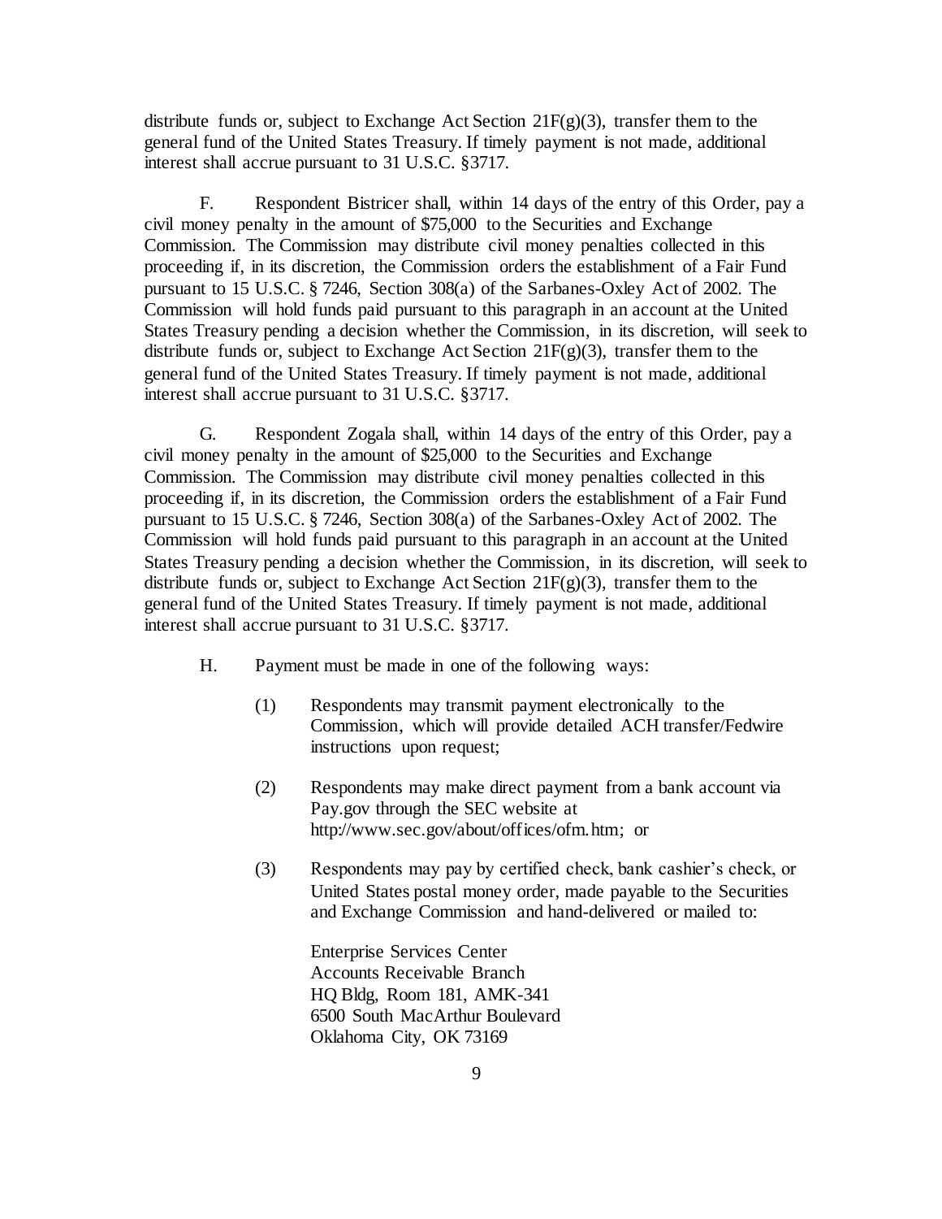distribute funds or, subject to Exchange Act Section 21F(g)(3), transfer them to the general fund of the United States Treasury. If timely payment is not made, additional interest shall accrue pursuant to 31 U.S.C. §3717.

F. Respondent Bistricer shall, within 14 days of the entry of this Order, pay a civil money penalty in the amount of $75,000 to the Securities and Exchange Commission. The Commission may distribute civil money penalties collected in this proceeding if, in its discretion, the Commission orders the establishment of a Fair Fund pursuant to 15 U.S.C. § 7246, Section 308(a) of the Sarbanes-Oxley Act of 2002. The Commission will hold funds paid pursuant to this paragraph in an account at the United States Treasury pending a decision whether the Commission, in its discretion, will seek to distribute funds or, subject to Exchange Act Section 21F(g)(3), transfer them to the general fund of the United States Treasury. If timely payment is not made, additional interest shall accrue pursuant to 31 U.S.C. §3717.

G. Respondent Zogala shall, within 14 days of the entry of this Order, pay a civil money penalty in the amount of $25,000 to the Securities and Exchange Commission. The Commission may distribute civil money penalties collected in this proceeding if, in its discretion, the Commission orders the establishment of a Fair Fund pursuant to 15 U.S.C. § 7246, Section 308(a) of the Sarbanes-Oxley Act of 2002. The Commission will hold funds paid pursuant to this paragraph in an account at the United States Treasury pending a decision whether the Commission, in its discretion, will seek to distribute funds or, subject to Exchange Act Section 21F(g)(3), transfer them to the general fund of the United States Treasury. If timely payment is not made, additional interest shall accrue pursuant to 31 U.S.C. §3717.

H. Payment must be made in one of the following ways:

(1) Respondents may transmit payment electronically to the Commission, which will provide detailed ACH transfer/Fedwire instructions upon request;

(2) Respondents may make direct payment from a bank account via Pay.gov through the SEC website at http://www.sec.gov/about/offices/ofm.htm; or

(3) Respondents may pay by certified check, bank cashier's check, or United States postal money order, made payable to the Securities and Exchange Commission and hand-delivered or mailed to:

Enterprise Services Center
Accounts Receivable Branch
HQ Bldg, Room 181, AMK-341
6500 South MacArthur Boulevard
Oklahoma City, OK 73169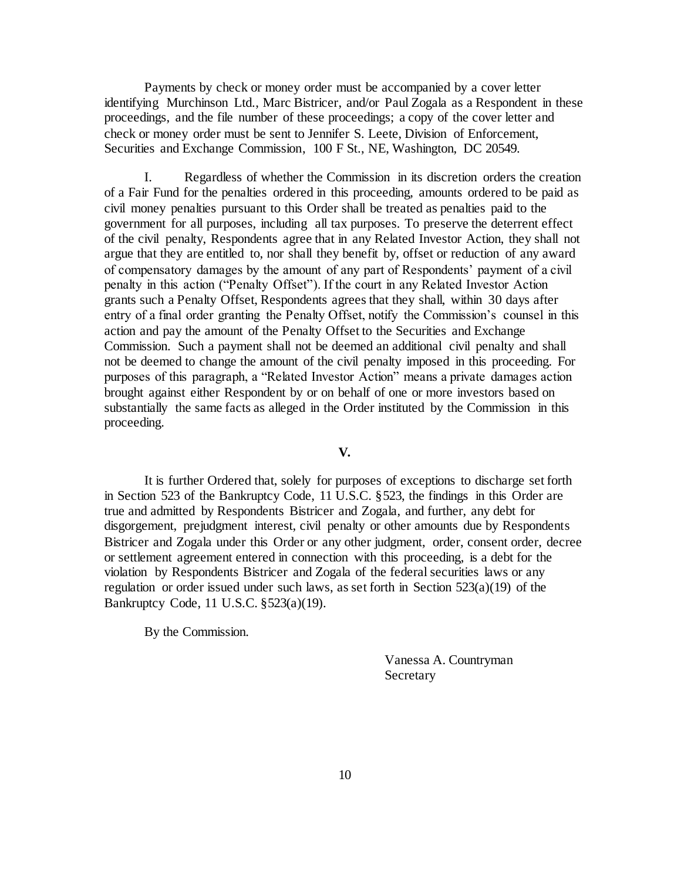Payments by check or money order must be accompanied by a cover letter identifying Murchinson Ltd., Marc Bistricer, and/or Paul Zogala as a Respondent in these proceedings, and the file number of these proceedings; a copy of the cover letter and check or money order must be sent to Jennifer S. Leete, Division of Enforcement, Securities and Exchange Commission, 100 F St., NE, Washington, DC 20549.

I. Regardless of whether the Commission in its discretion orders the creation of a Fair Fund for the penalties ordered in this proceeding, amounts ordered to be paid as civil money penalties pursuant to this Order shall be treated as penalties paid to the government for all purposes, including all tax purposes. To preserve the deterrent effect of the civil penalty, Respondents agree that in any Related Investor Action, they shall not argue that they are entitled to, nor shall they benefit by, offset or reduction of any award of compensatory damages by the amount of any part of Respondents' payment of a civil penalty in this action ("Penalty Offset"). If the court in any Related Investor Action grants such a Penalty Offset, Respondents agrees that they shall, within 30 days after entry of a final order granting the Penalty Offset, notify the Commission's counsel in this action and pay the amount of the Penalty Offset to the Securities and Exchange Commission. Such a payment shall not be deemed an additional civil penalty and shall not be deemed to change the amount of the civil penalty imposed in this proceeding. For purposes of this paragraph, a "Related Investor Action" means a private damages action brought against either Respondent by or on behalf of one or more investors based on substantially the same facts as alleged in the Order instituted by the Commission in this proceeding.

## V.

It is further Ordered that, solely for purposes of exceptions to discharge set forth in Section 523 of the Bankruptcy Code, 11 U.S.C. §523, the findings in this Order are true and admitted by Respondents Bistricer and Zogala, and further, any debt for disgorgement, prejudgment interest, civil penalty or other amounts due by Respondents Bistricer and Zogala under this Order or any other judgment, order, consent order, decree or settlement agreement entered in connection with this proceeding, is a debt for the violation by Respondents Bistricer and Zogala of the federal securities laws or any regulation or order issued under such laws, as set forth in Section 523(a)(19) of the Bankruptcy Code, 11 U.S.C. §523(a)(19).

By the Commission.

Vanessa A. Countryman
Secretary